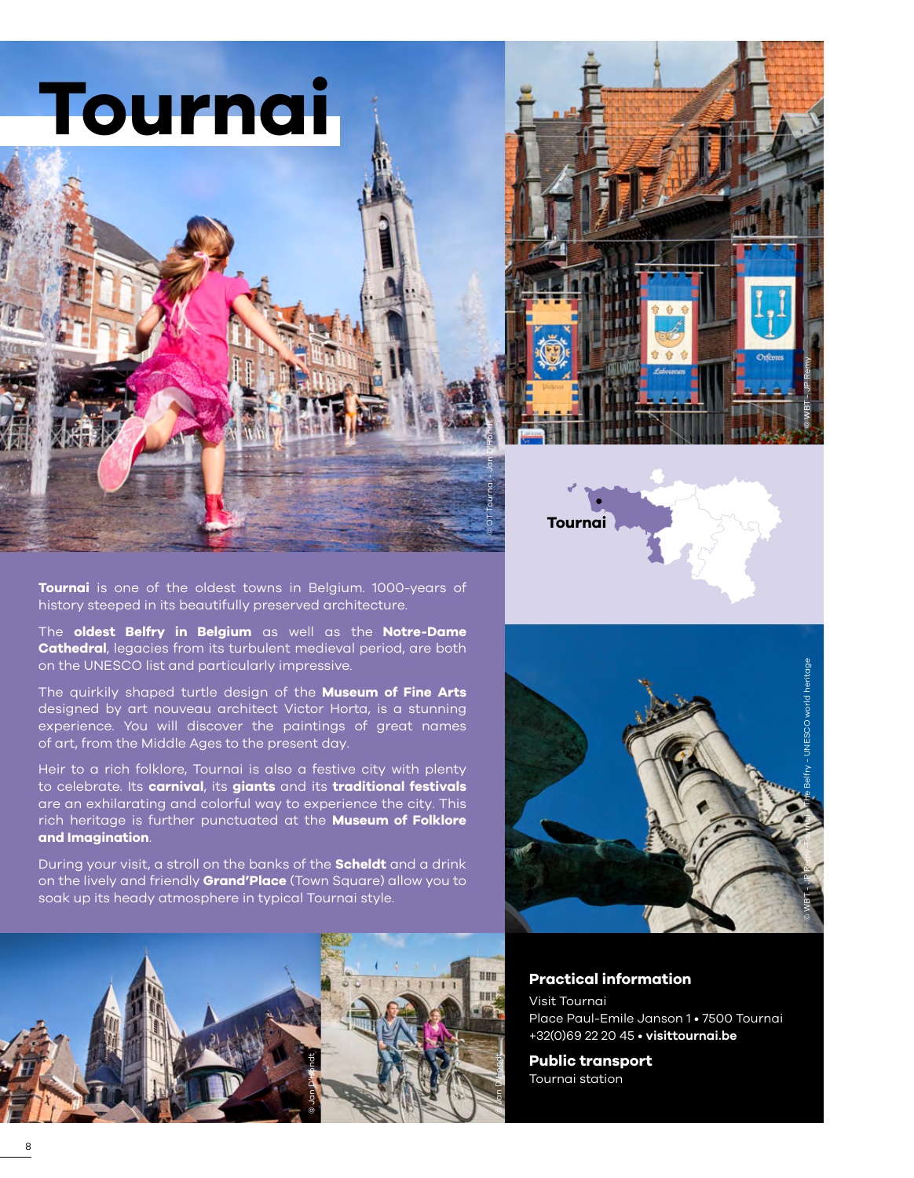# Tournai

**Tournai** is one of the oldest towns in Belgium. 1000-years of history steeped in its beautifully preserved architecture.

The **oldest Belfry in Belgium** as well as the **Notre-Dame Cathedral**, legacies from its turbulent medieval period, are both on the UNESCO list and particularly impressive.

The quirkily shaped turtle design of the **Museum of Fine Arts** designed by art nouveau architect Victor Horta, is a stunning experience. You will discover the paintings of great names of art, from the Middle Ages to the present day.

Heir to a rich folklore, Tournai is also a festive city with plenty to celebrate. Its **carnival**, its **giants** and its **traditional festivals** are an exhilarating and colorful way to experience the city. This rich heritage is further punctuated at the **Museum of Folklore and Imagination**.

During your visit, a stroll on the banks of the **Scheldt** and a drink on the lively and friendly **Grand'Place** (Town Square) allow you to soak up its heady atmosphere in typical Tournai style.

© OT Tournai - Jan D'Hondt

© WBT - JP Remy

Tournai

© WBT - JP Remy - Tournai, The Belfry - UNESCO world heritage

© Jan D'Hondt

© Jan D'Hondt

## Practical information

Visit Tournai
Place Paul-Emile Janson 1 • 7500 Tournai
+32(0)69 22 20 45 • **visittournai.be**

## Public transport

Tournai station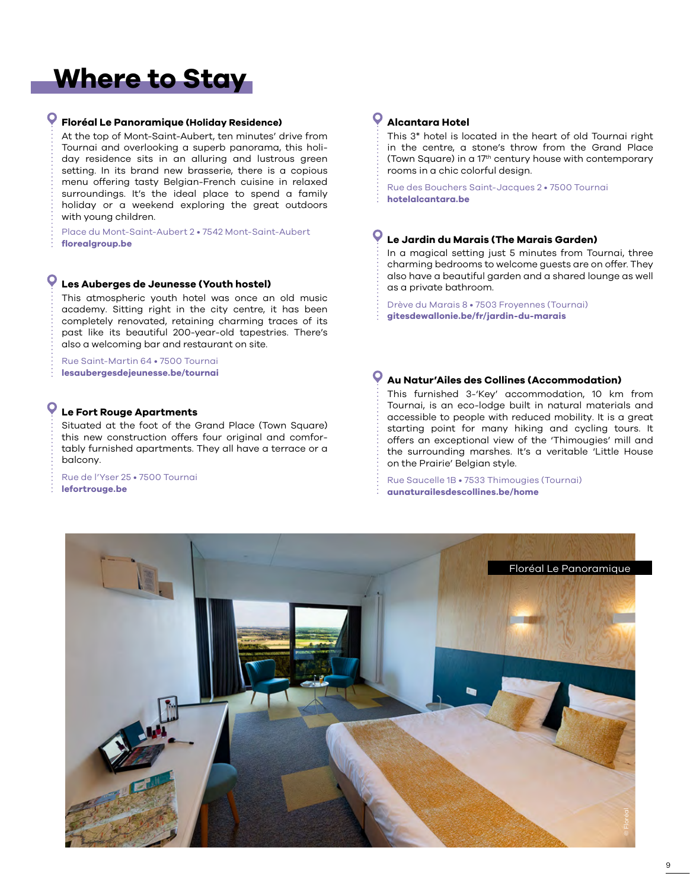# Where to Stay

### Floréal Le Panoramique (Holiday Residence)

At the top of Mont-Saint-Aubert, ten minutes' drive from Tournai and overlooking a superb panorama, this holiday residence sits in an alluring and lustrous green setting. In its brand new brasserie, there is a copious menu offering tasty Belgian-French cuisine in relaxed surroundings. It's the ideal place to spend a family holiday or a weekend exploring the great outdoors with young children.

Place du Mont-Saint-Aubert 2 • 7542 Mont-Saint-Aubert
**florealgroup.be**

### Les Auberges de Jeunesse (Youth hostel)

This atmospheric youth hotel was once an old music academy. Sitting right in the city centre, it has been completely renovated, retaining charming traces of its past like its beautiful 200-year-old tapestries. There's also a welcoming bar and restaurant on site.

Rue Saint-Martin 64 • 7500 Tournai
**lesaubergesdejeunesse.be/tournai**

### Le Fort Rouge Apartments

Situated at the foot of the Grand Place (Town Square) this new construction offers four original and comfortably furnished apartments. They all have a terrace or a balcony.

Rue de l'Yser 25 • 7500 Tournai
**lefortrouge.be**

### Alcantara Hotel

This 3* hotel is located in the heart of old Tournai right in the centre, a stone's throw from the Grand Place (Town Square) in a 17th century house with contemporary rooms in a chic colorful design.

Rue des Bouchers Saint-Jacques 2 • 7500 Tournai
**hotelalcantara.be**

### Le Jardin du Marais (The Marais Garden)

In a magical setting just 5 minutes from Tournai, three charming bedrooms to welcome guests are on offer. They also have a beautiful garden and a shared lounge as well as a private bathroom.

Drève du Marais 8 • 7503 Froyennes (Tournai)
**gitesdewallonie.be/fr/jardin-du-marais**

### Au Natur'Ailes des Collines (Accommodation)

This furnished 3-'Key' accommodation, 10 km from Tournai, is an eco-lodge built in natural materials and accessible to people with reduced mobility. It is a great starting point for many hiking and cycling tours. It offers an exceptional view of the 'Thimougies' mill and the surrounding marshes. It's a veritable 'Little House on the Prairie' Belgian style.

Rue Saucelle 1B • 7533 Thimougies (Tournai)
**aunaturailesdescollines.be/home**

Floréal Le Panoramique

© Floréal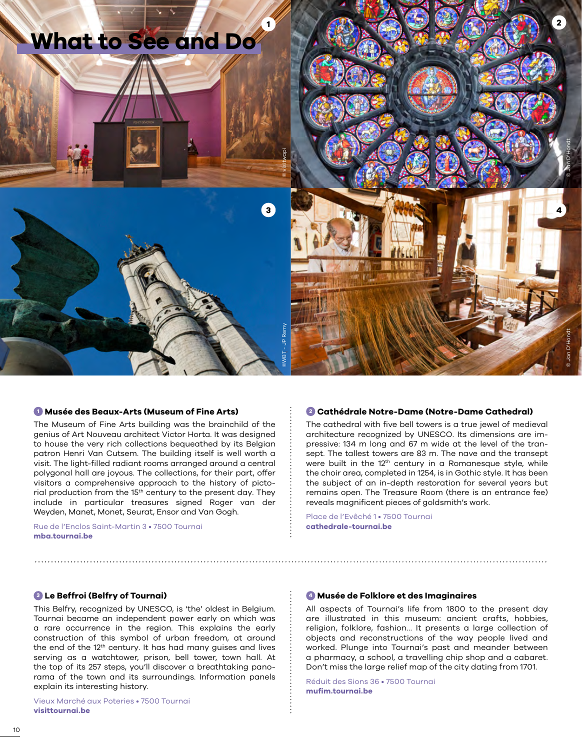# What to See and Do

### 1 Musée des Beaux-Arts (Museum of Fine Arts)

The Museum of Fine Arts building was the brainchild of the genius of Art Nouveau architect Victor Horta. It was designed to house the very rich collections bequeathed by its Belgian patron Henri Van Cutsem. The building itself is well worth a visit. The light-filled radiant rooms arranged around a central polygonal hall are joyous. The collections, for their part, offer visitors a comprehensive approach to the history of pictorial production from the 15th century to the present day. They include in particular treasures signed Roger van der Weyden, Manet, Monet, Seurat, Ensor and Van Gogh.

Rue de l'Enclos Saint-Martin 3 • 7500 Tournai
**mba.tournai.be**

### 2 Cathédrale Notre-Dame (Notre-Dame Cathedral)

The cathedral with five bell towers is a true jewel of medieval architecture recognized by UNESCO. Its dimensions are impressive: 134 m long and 67 m wide at the level of the transept. The tallest towers are 83 m. The nave and the transept were built in the 12th century in a Romanesque style, while the choir area, completed in 1254, is in Gothic style. It has been the subject of an in-depth restoration for several years but remains open. The Treasure Room (there is an entrance fee) reveals magnificent pieces of goldsmith's work.

Place de l'Evêché 1 • 7500 Tournai
**cathedrale-tournai.be**

### 3 Le Beffroi (Belfry of Tournai)

This Belfry, recognized by UNESCO, is 'the' oldest in Belgium. Tournai became an independent power early on which was a rare occurrence in the region. This explains the early construction of this symbol of urban freedom, at around the end of the 12th century. It has had many guises and lives serving as a watchtower, prison, bell tower, town hall. At the top of its 257 steps, you'll discover a breathtaking panorama of the town and its surroundings. Information panels explain its interesting history.

Vieux Marché aux Poteries • 7500 Tournai
**visittournai.be**

### 4 Musée de Folklore et des Imaginaires

All aspects of Tournai's life from 1800 to the present day are illustrated in this museum: ancient crafts, hobbies, religion, folklore, fashion... It presents a large collection of objects and reconstructions of the way people lived and worked. Plunge into Tournai's past and meander between a pharmacy, a school, a travelling chip shop and a cabaret. Don't miss the large relief map of the city dating from 1701.

Réduit des Sions 36 • 7500 Tournai
**mufim.tournai.be**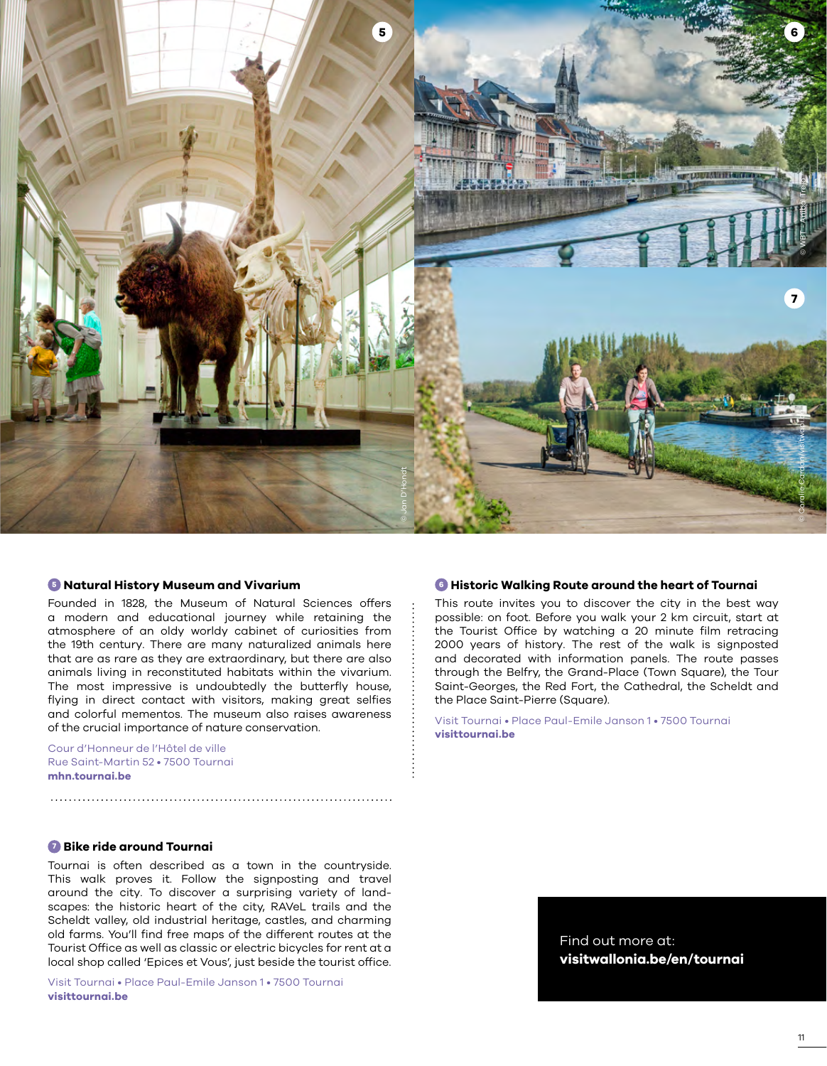### 5 Natural History Museum and Vivarium

Founded in 1828, the Museum of Natural Sciences offers a modern and educational journey while retaining the atmosphere of an oldy worldy cabinet of curiosities from the 19th century. There are many naturalized animals here that are as rare as they are extraordinary, but there are also animals living in reconstituted habitats within the vivarium. The most impressive is undoubtedly the butterfly house, flying in direct contact with visitors, making great selfies and colorful mementos. The museum also raises awareness of the crucial importance of nature conservation.

Cour d'Honneur de l'Hôtel de ville
Rue Saint-Martin 52 • 7500 Tournai
**mhn.tournai.be**

### 7 Bike ride around Tournai

Tournai is often described as a town in the countryside. This walk proves it. Follow the signposting and travel around the city. To discover a surprising variety of landscapes: the historic heart of the city, RAVeL trails and the Scheldt valley, old industrial heritage, castles, and charming old farms. You'll find free maps of the different routes at the Tourist Office as well as classic or electric bicycles for rent at a local shop called 'Epices et Vous', just beside the tourist office.

Visit Tournai • Place Paul-Emile Janson 1 • 7500 Tournai
**visittournai.be**

### 6 Historic Walking Route around the heart of Tournai

This route invites you to discover the city in the best way possible: on foot. Before you walk your 2 km circuit, start at the Tourist Office by watching a 20 minute film retracing 2000 years of history. The rest of the walk is signposted and decorated with information panels. The route passes through the Belfry, the Grand-Place (Town Square), the Tour Saint-Georges, the Red Fort, the Cathedral, the Scheldt and the Place Saint-Pierre (Square).

Visit Tournai • Place Paul-Emile Janson 1 • 7500 Tournai
**visittournai.be**

Find out more at:
**visitwallonia.be/en/tournai**